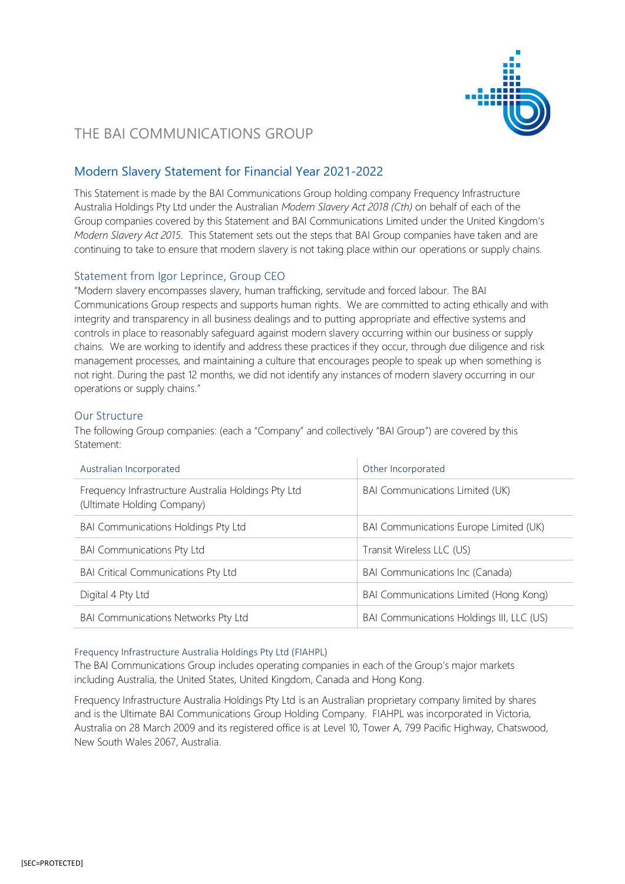# THE BAI COMMUNICATIONS GROUP

## Modern Slavery Statement for Financial Year 2021-2022

This Statement is made by the BAI Communications Group holding company Frequency Infrastructure Australia Holdings Pty Ltd under the Australian *Modern Slavery Act 2018 (Cth)* on behalf of each of the Group companies covered by this Statement and BAI Communications Limited under the United Kingdom's *Modern Slavery Act 2015*. This Statement sets out the steps that BAI Group companies have taken and are continuing to take to ensure that modern slavery is not taking place within our operations or supply chains.

### Statement from Igor Leprince, Group CEO

"Modern slavery encompasses slavery, human trafficking, servitude and forced labour. The BAI Communications Group respects and supports human rights. We are committed to acting ethically and with integrity and transparency in all business dealings and to putting appropriate and effective systems and controls in place to reasonably safeguard against modern slavery occurring within our business or supply chains. We are working to identify and address these practices if they occur, through due diligence and risk management processes, and maintaining a culture that encourages people to speak up when something is not right. During the past 12 months, we did not identify any instances of modern slavery occurring in our operations or supply chains."

### Our Structure

The following Group companies: (each a "Company" and collectively "BAI Group") are covered by this Statement:

| Australian Incorporated | Other Incorporated |
|---|---|
| Frequency Infrastructure Australia Holdings Pty Ltd (Ultimate Holding Company) | BAI Communications Limited (UK) |
| BAI Communications Holdings Pty Ltd | BAI Communications Europe Limited (UK) |
| BAI Communications Pty Ltd | Transit Wireless LLC (US) |
| BAI Critical Communications Pty Ltd | BAI Communications Inc (Canada) |
| Digital 4 Pty Ltd | BAI Communications Limited (Hong Kong) |
| BAI Communications Networks Pty Ltd | BAI Communications Holdings III, LLC (US) |

#### Frequency Infrastructure Australia Holdings Pty Ltd (FIAHPL)

The BAI Communications Group includes operating companies in each of the Group's major markets including Australia, the United States, United Kingdom, Canada and Hong Kong.

Frequency Infrastructure Australia Holdings Pty Ltd is an Australian proprietary company limited by shares and is the Ultimate BAI Communications Group Holding Company. FIAHPL was incorporated in Victoria, Australia on 28 March 2009 and its registered office is at Level 10, Tower A, 799 Pacific Highway, Chatswood, New South Wales 2067, Australia.

[SEC=PROTECTED]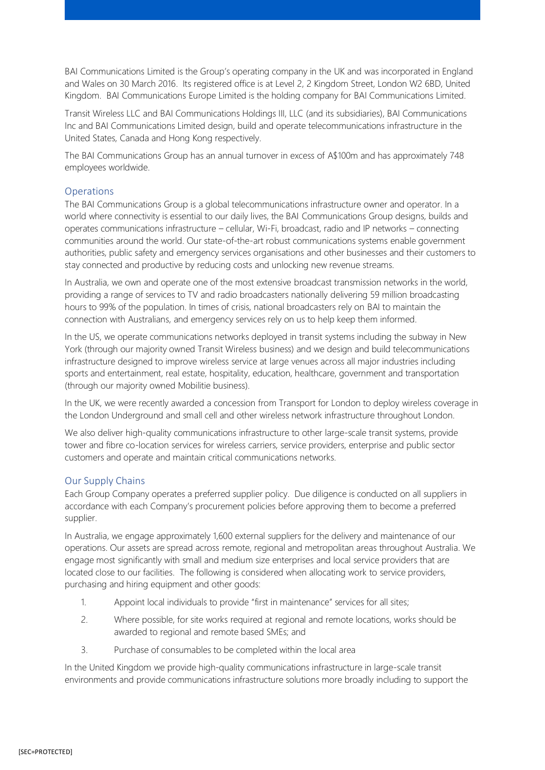BAI Communications Limited is the Group's operating company in the UK and was incorporated in England and Wales on 30 March 2016. Its registered office is at Level 2, 2 Kingdom Street, London W2 6BD, United Kingdom. BAI Communications Europe Limited is the holding company for BAI Communications Limited.

Transit Wireless LLC and BAI Communications Holdings III, LLC (and its subsidiaries), BAI Communications Inc and BAI Communications Limited design, build and operate telecommunications infrastructure in the United States, Canada and Hong Kong respectively.

The BAI Communications Group has an annual turnover in excess of A$100m and has approximately 748 employees worldwide.

## Operations

The BAI Communications Group is a global telecommunications infrastructure owner and operator. In a world where connectivity is essential to our daily lives, the BAI Communications Group designs, builds and operates communications infrastructure – cellular, Wi-Fi, broadcast, radio and IP networks – connecting communities around the world. Our state-of-the-art robust communications systems enable government authorities, public safety and emergency services organisations and other businesses and their customers to stay connected and productive by reducing costs and unlocking new revenue streams.

In Australia, we own and operate one of the most extensive broadcast transmission networks in the world, providing a range of services to TV and radio broadcasters nationally delivering 59 million broadcasting hours to 99% of the population. In times of crisis, national broadcasters rely on BAI to maintain the connection with Australians, and emergency services rely on us to help keep them informed.

In the US, we operate communications networks deployed in transit systems including the subway in New York (through our majority owned Transit Wireless business) and we design and build telecommunications infrastructure designed to improve wireless service at large venues across all major industries including sports and entertainment, real estate, hospitality, education, healthcare, government and transportation (through our majority owned Mobilitie business).

In the UK, we were recently awarded a concession from Transport for London to deploy wireless coverage in the London Underground and small cell and other wireless network infrastructure throughout London.

We also deliver high-quality communications infrastructure to other large-scale transit systems, provide tower and fibre co-location services for wireless carriers, service providers, enterprise and public sector customers and operate and maintain critical communications networks.

## Our Supply Chains

Each Group Company operates a preferred supplier policy. Due diligence is conducted on all suppliers in accordance with each Company's procurement policies before approving them to become a preferred supplier.

In Australia, we engage approximately 1,600 external suppliers for the delivery and maintenance of our operations. Our assets are spread across remote, regional and metropolitan areas throughout Australia. We engage most significantly with small and medium size enterprises and local service providers that are located close to our facilities. The following is considered when allocating work to service providers, purchasing and hiring equipment and other goods:

1. Appoint local individuals to provide "first in maintenance" services for all sites;
2. Where possible, for site works required at regional and remote locations, works should be awarded to regional and remote based SMEs; and
3. Purchase of consumables to be completed within the local area

In the United Kingdom we provide high-quality communications infrastructure in large-scale transit environments and provide communications infrastructure solutions more broadly including to support the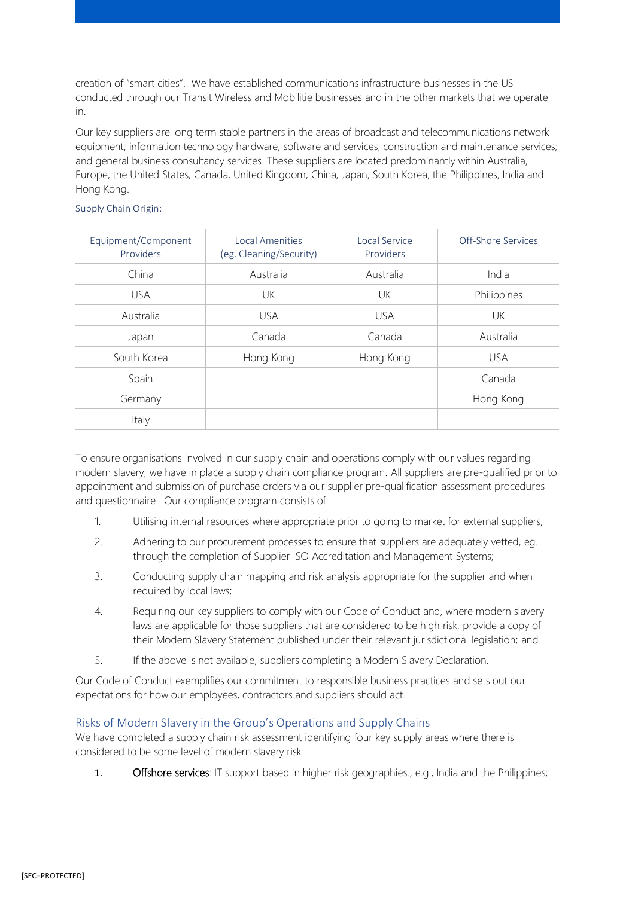creation of "smart cities". We have established communications infrastructure businesses in the US conducted through our Transit Wireless and Mobilitie businesses and in the other markets that we operate in.

Our key suppliers are long term stable partners in the areas of broadcast and telecommunications network equipment; information technology hardware, software and services; construction and maintenance services; and general business consultancy services. These suppliers are located predominantly within Australia, Europe, the United States, Canada, United Kingdom, China, Japan, South Korea, the Philippines, India and Hong Kong.

Supply Chain Origin:

| Equipment/Component Providers | Local Amenities (eg. Cleaning/Security) | Local Service Providers | Off-Shore Services |
|---|---|---|---|
| China | Australia | Australia | India |
| USA | UK | UK | Philippines |
| Australia | USA | USA | UK |
| Japan | Canada | Canada | Australia |
| South Korea | Hong Kong | Hong Kong | USA |
| Spain | | | Canada |
| Germany | | | Hong Kong |
| Italy | | | |

To ensure organisations involved in our supply chain and operations comply with our values regarding modern slavery, we have in place a supply chain compliance program. All suppliers are pre-qualified prior to appointment and submission of purchase orders via our supplier pre-qualification assessment procedures and questionnaire. Our compliance program consists of:

1. Utilising internal resources where appropriate prior to going to market for external suppliers;
2. Adhering to our procurement processes to ensure that suppliers are adequately vetted, eg. through the completion of Supplier ISO Accreditation and Management Systems;
3. Conducting supply chain mapping and risk analysis appropriate for the supplier and when required by local laws;
4. Requiring our key suppliers to comply with our Code of Conduct and, where modern slavery laws are applicable for those suppliers that are considered to be high risk, provide a copy of their Modern Slavery Statement published under their relevant jurisdictional legislation; and
5. If the above is not available, suppliers completing a Modern Slavery Declaration.

Our Code of Conduct exemplifies our commitment to responsible business practices and sets out our expectations for how our employees, contractors and suppliers should act.

## Risks of Modern Slavery in the Group's Operations and Supply Chains

We have completed a supply chain risk assessment identifying four key supply areas where there is considered to be some level of modern slavery risk:

1. **Offshore services**: IT support based in higher risk geographies., e.g., India and the Philippines;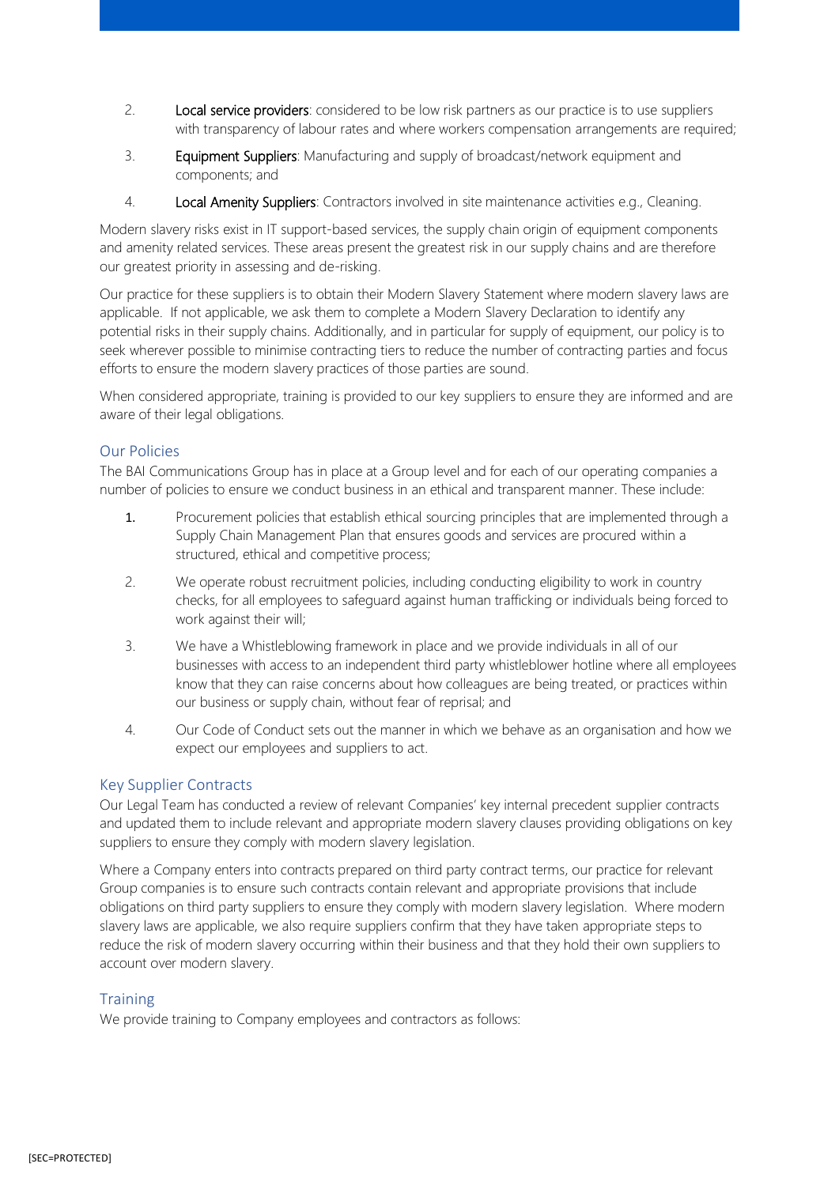2. **Local service providers**: considered to be low risk partners as our practice is to use suppliers with transparency of labour rates and where workers compensation arrangements are required;

3. **Equipment Suppliers**: Manufacturing and supply of broadcast/network equipment and components; and

4. **Local Amenity Suppliers**: Contractors involved in site maintenance activities e.g., Cleaning.

Modern slavery risks exist in IT support-based services, the supply chain origin of equipment components and amenity related services. These areas present the greatest risk in our supply chains and are therefore our greatest priority in assessing and de-risking.

Our practice for these suppliers is to obtain their Modern Slavery Statement where modern slavery laws are applicable. If not applicable, we ask them to complete a Modern Slavery Declaration to identify any potential risks in their supply chains. Additionally, and in particular for supply of equipment, our policy is to seek wherever possible to minimise contracting tiers to reduce the number of contracting parties and focus efforts to ensure the modern slavery practices of those parties are sound.

When considered appropriate, training is provided to our key suppliers to ensure they are informed and are aware of their legal obligations.

## Our Policies

The BAI Communications Group has in place at a Group level and for each of our operating companies a number of policies to ensure we conduct business in an ethical and transparent manner. These include:

1. Procurement policies that establish ethical sourcing principles that are implemented through a Supply Chain Management Plan that ensures goods and services are procured within a structured, ethical and competitive process;

2. We operate robust recruitment policies, including conducting eligibility to work in country checks, for all employees to safeguard against human trafficking or individuals being forced to work against their will;

3. We have a Whistleblowing framework in place and we provide individuals in all of our businesses with access to an independent third party whistleblower hotline where all employees know that they can raise concerns about how colleagues are being treated, or practices within our business or supply chain, without fear of reprisal; and

4. Our Code of Conduct sets out the manner in which we behave as an organisation and how we expect our employees and suppliers to act.

## Key Supplier Contracts

Our Legal Team has conducted a review of relevant Companies' key internal precedent supplier contracts and updated them to include relevant and appropriate modern slavery clauses providing obligations on key suppliers to ensure they comply with modern slavery legislation.

Where a Company enters into contracts prepared on third party contract terms, our practice for relevant Group companies is to ensure such contracts contain relevant and appropriate provisions that include obligations on third party suppliers to ensure they comply with modern slavery legislation. Where modern slavery laws are applicable, we also require suppliers confirm that they have taken appropriate steps to reduce the risk of modern slavery occurring within their business and that they hold their own suppliers to account over modern slavery.

## Training

We provide training to Company employees and contractors as follows: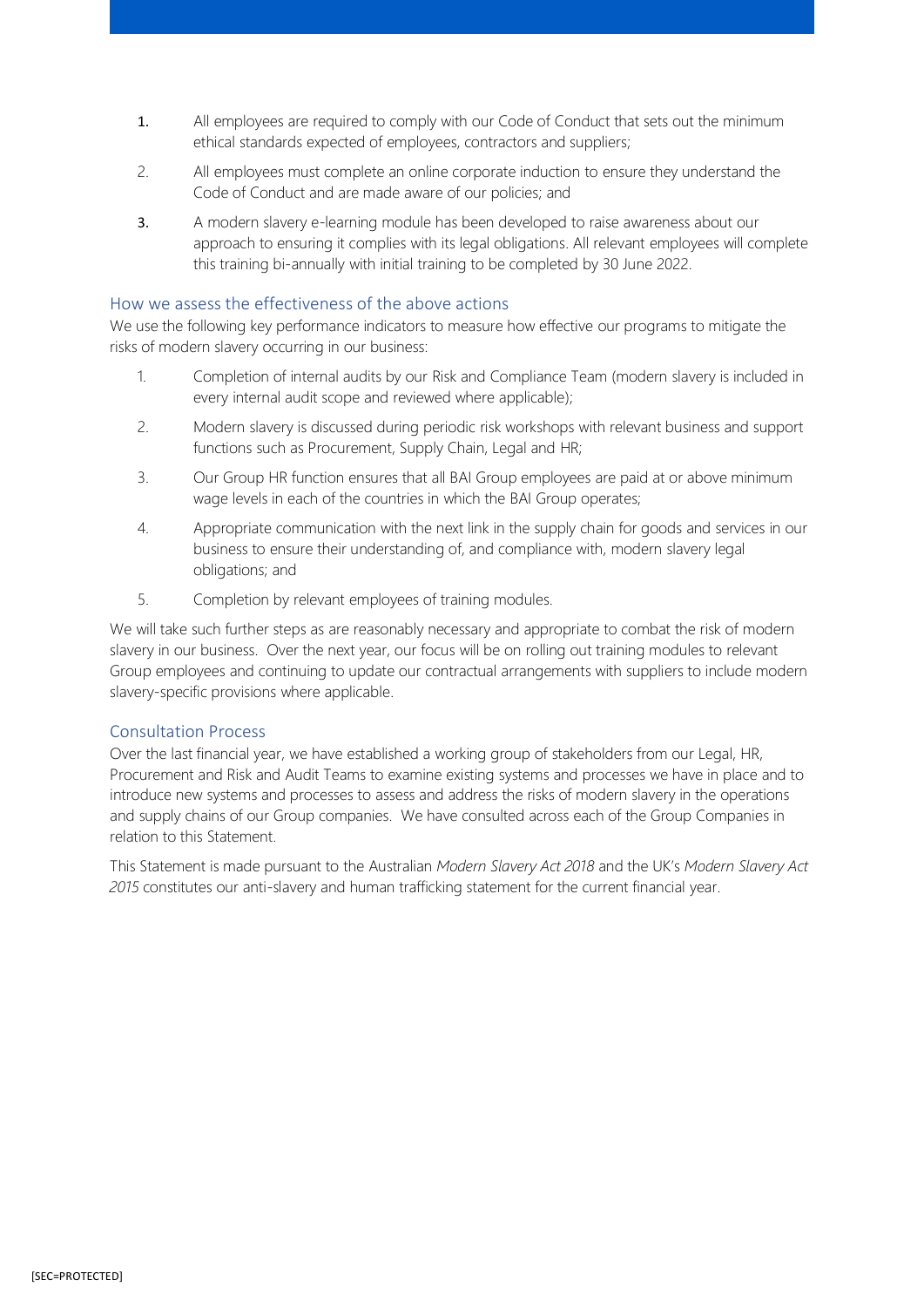1. All employees are required to comply with our Code of Conduct that sets out the minimum ethical standards expected of employees, contractors and suppliers;
2. All employees must complete an online corporate induction to ensure they understand the Code of Conduct and are made aware of our policies; and
3. A modern slavery e-learning module has been developed to raise awareness about our approach to ensuring it complies with its legal obligations. All relevant employees will complete this training bi-annually with initial training to be completed by 30 June 2022.

## How we assess the effectiveness of the above actions

We use the following key performance indicators to measure how effective our programs to mitigate the risks of modern slavery occurring in our business:

1. Completion of internal audits by our Risk and Compliance Team (modern slavery is included in every internal audit scope and reviewed where applicable);
2. Modern slavery is discussed during periodic risk workshops with relevant business and support functions such as Procurement, Supply Chain, Legal and HR;
3. Our Group HR function ensures that all BAI Group employees are paid at or above minimum wage levels in each of the countries in which the BAI Group operates;
4. Appropriate communication with the next link in the supply chain for goods and services in our business to ensure their understanding of, and compliance with, modern slavery legal obligations; and
5. Completion by relevant employees of training modules.

We will take such further steps as are reasonably necessary and appropriate to combat the risk of modern slavery in our business. Over the next year, our focus will be on rolling out training modules to relevant Group employees and continuing to update our contractual arrangements with suppliers to include modern slavery-specific provisions where applicable.

## Consultation Process

Over the last financial year, we have established a working group of stakeholders from our Legal, HR, Procurement and Risk and Audit Teams to examine existing systems and processes we have in place and to introduce new systems and processes to assess and address the risks of modern slavery in the operations and supply chains of our Group companies. We have consulted across each of the Group Companies in relation to this Statement.

This Statement is made pursuant to the Australian *Modern Slavery Act 2018* and the UK's *Modern Slavery Act 2015* constitutes our anti-slavery and human trafficking statement for the current financial year.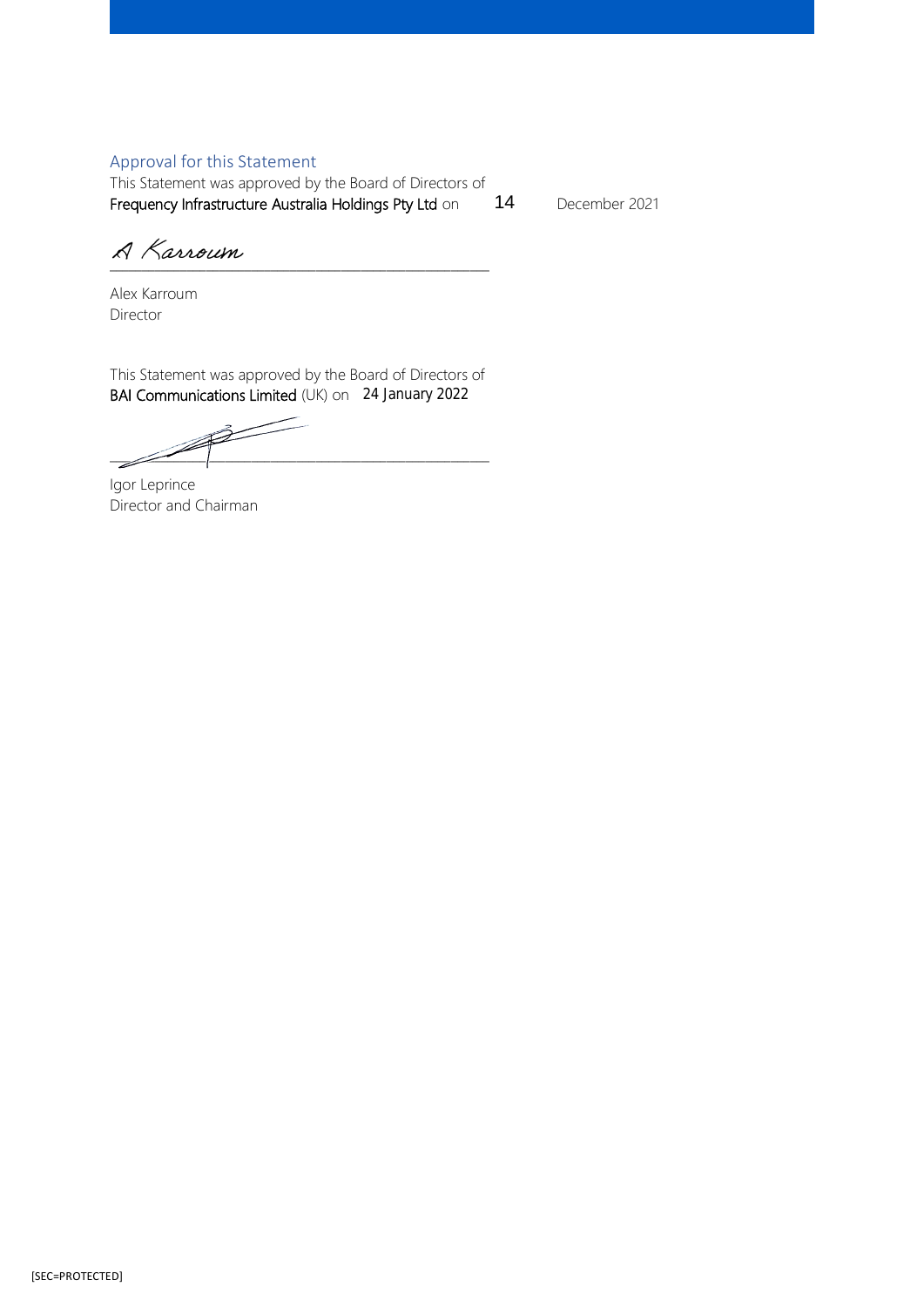## Approval for this Statement

This Statement was approved by the Board of Directors of **Frequency Infrastructure Australia Holdings Pty Ltd** on 14 December 2021

A Karroum

Alex Karroum
Director

This Statement was approved by the Board of Directors of **BAI Communications Limited** (UK) on 24 January 2022

Igor Leprince
Director and Chairman

[SEC=PROTECTED]